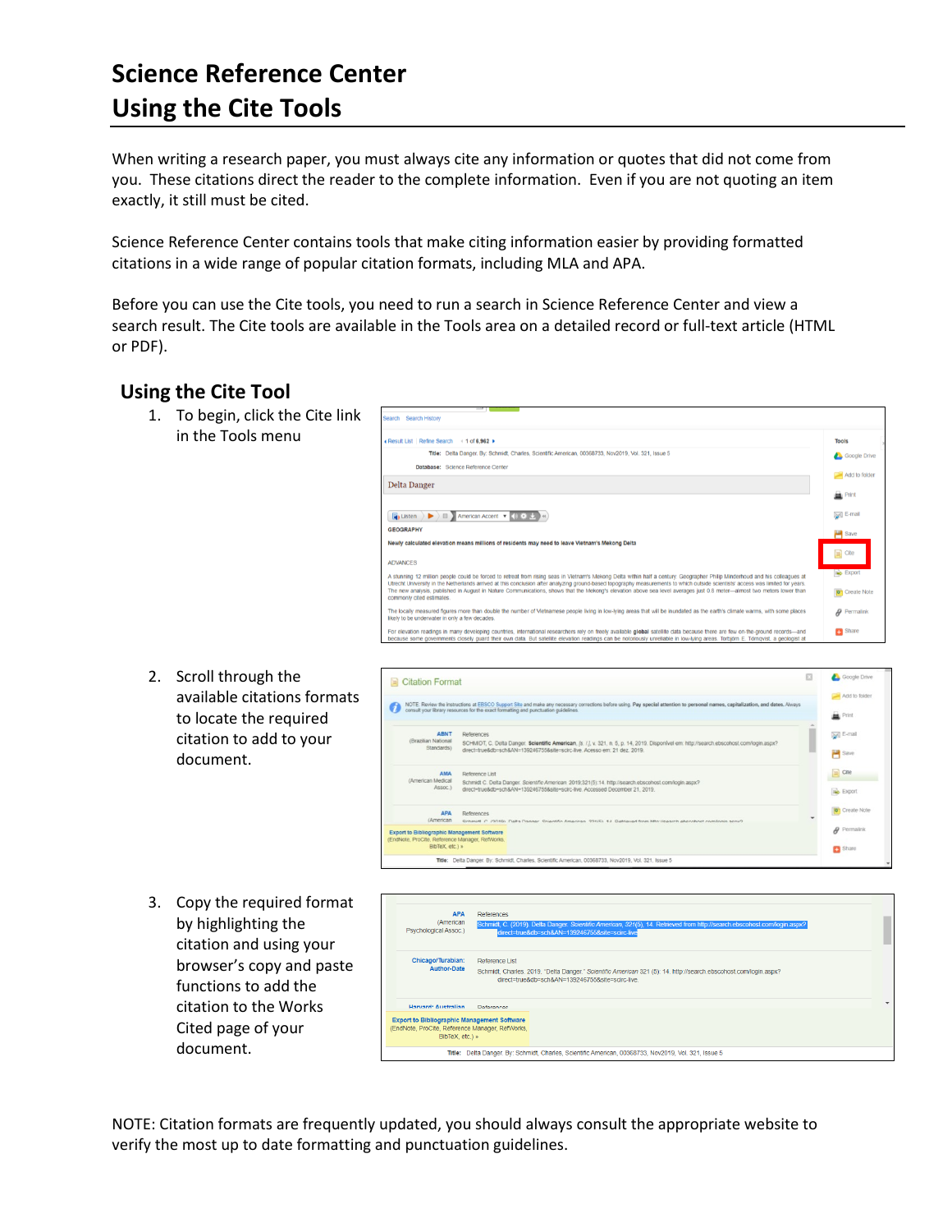# Science Reference Center
# Using the Cite Tools

When writing a research paper, you must always cite any information or quotes that did not come from you. These citations direct the reader to the complete information. Even if you are not quoting an item exactly, it still must be cited.

Science Reference Center contains tools that make citing information easier by providing formatted citations in a wide range of popular citation formats, including MLA and APA.

Before you can use the Cite tools, you need to run a search in Science Reference Center and view a search result. The Cite tools are available in the Tools area on a detailed record or full-text article (HTML or PDF).

## Using the Cite Tool

1. To begin, click the Cite link in the Tools menu

2. Scroll through the available citations formats to locate the required citation to add to your document.

3. Copy the required format by highlighting the citation and using your browser's copy and paste functions to add the citation to the Works Cited page of your document.

NOTE: Citation formats are frequently updated, you should always consult the appropriate website to verify the most up to date formatting and punctuation guidelines.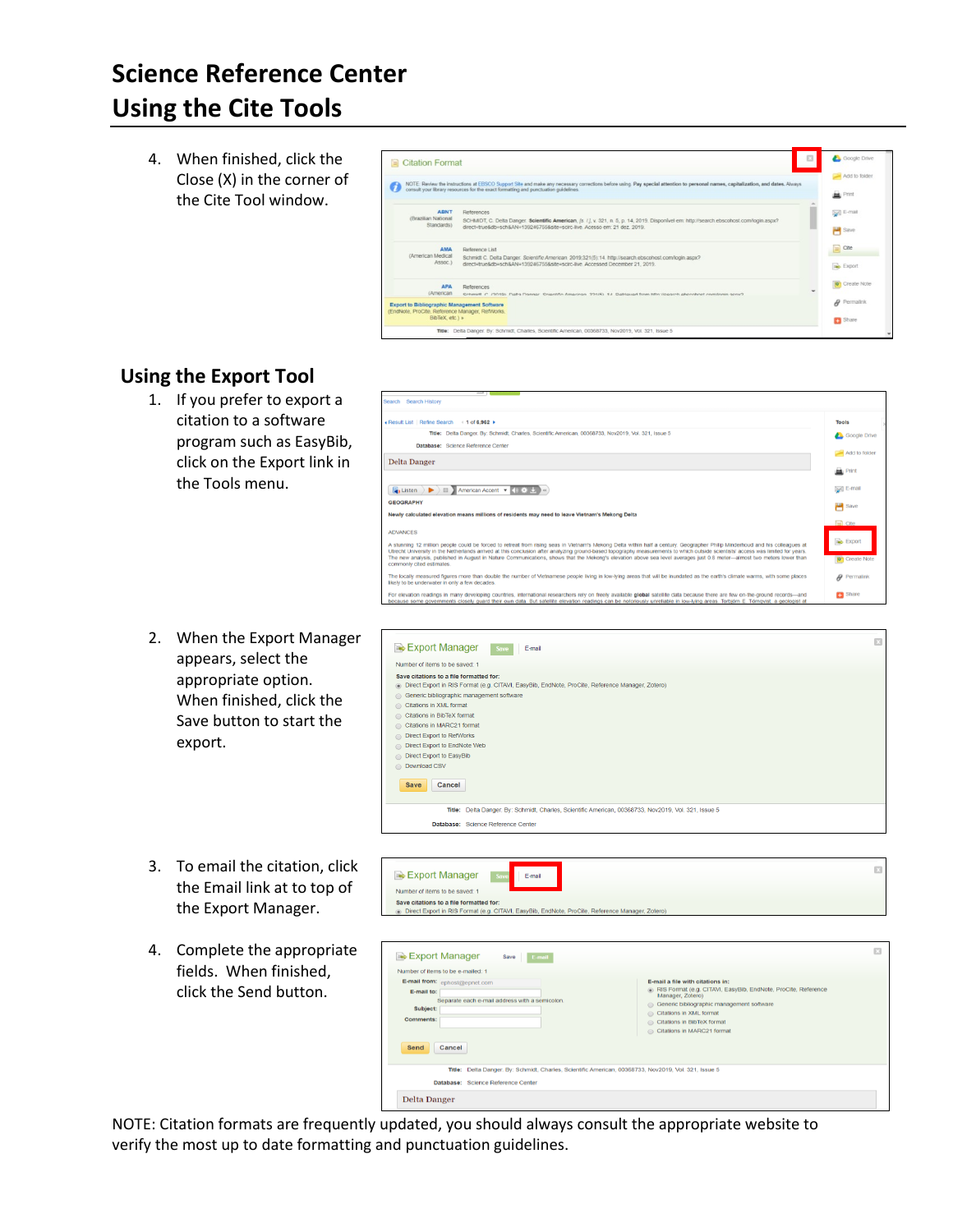# Science Reference Center
# Using the Cite Tools

4. When finished, click the Close (X) in the corner of the Cite Tool window.

## Using the Export Tool

1. If you prefer to export a citation to a software program such as EasyBib, click on the Export link in the Tools menu.

2. When the Export Manager appears, select the appropriate option. When finished, click the Save button to start the export.

3. To email the citation, click the Email link at to top of the Export Manager.

4. Complete the appropriate fields. When finished, click the Send button.

NOTE: Citation formats are frequently updated, you should always consult the appropriate website to verify the most up to date formatting and punctuation guidelines.